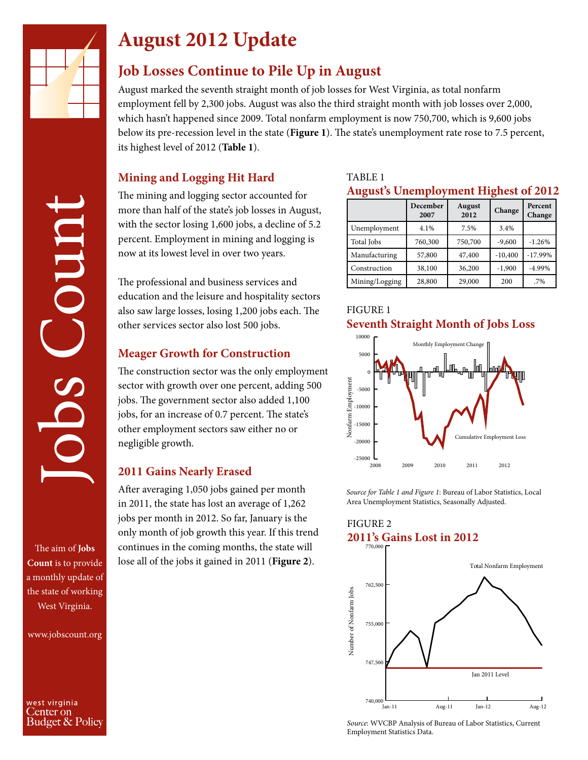# August 2012 Update

## Job Losses Continue to Pile Up in August

August marked the seventh straight month of job losses for West Virginia, as total nonfarm employment fell by 2,300 jobs. August was also the third straight month with job losses over 2,000, which hasn't happened since 2009. Total nonfarm employment is now 750,700, which is 9,600 jobs below its pre-recession level in the state (**Figure 1**). The state's unemployment rate rose to 7.5 percent, its highest level of 2012 (**Table 1**).

### Mining and Logging Hit Hard

The mining and logging sector accounted for more than half of the state's job losses in August, with the sector losing 1,600 jobs, a decline of 5.2 percent. Employment in mining and logging is now at its lowest level in over two years.

The professional and business services and education and the leisure and hospitality sectors also saw large losses, losing 1,200 jobs each. The other services sector also lost 500 jobs.

### Meager Growth for Construction

The construction sector was the only employment sector with growth over one percent, adding 500 jobs. The government sector also added 1,100 jobs, for an increase of 0.7 percent. The state's other employment sectors saw either no or negligible growth.

### 2011 Gains Nearly Erased

After averaging 1,050 jobs gained per month in 2011, the state has lost an average of 1,262 jobs per month in 2012. So far, January is the only month of job growth this year. If this trend continues in the coming months, the state will lose all of the jobs it gained in 2011 (**Figure 2**).

TABLE 1

**August's Unemployment Highest of 2012**

| | December 2007 | August 2012 | Change | Percent Change |
|---|---|---|---|---|
| Unemployment | 4.1% | 7.5% | 3.4% | |
| Total Jobs | 760,300 | 750,700 | -9,600 | -1.26% |
| Manufacturing | 57,800 | 47,400 | -10,400 | -17.99% |
| Construction | 38,100 | 36,200 | -1,900 | -4.99% |
| Mining/Logging | 28,800 | 29,000 | 200 | .7% |

FIGURE 1

**Seventh Straight Month of Jobs Loss**

*Source for Table 1 and Figure 1*: Bureau of Labor Statistics, Local Area Unemployment Statistics, Seasonally Adjusted.

FIGURE 2

**2011's Gains Lost in 2012**

*Source*: WVCBP Analysis of Bureau of Labor Statistics, Current Employment Statistics Data.

The aim of **Jobs Count** is to provide a monthly update of the state of working West Virginia.

www.jobscount.org

west virginia Center on Budget & Policy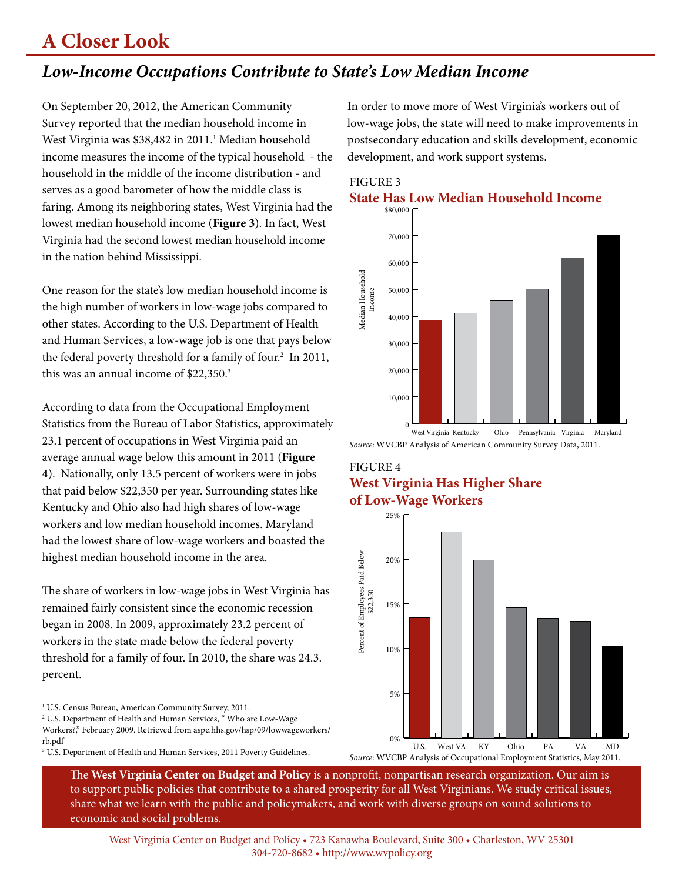# A Closer Look

## *Low-Income Occupations Contribute to State's Low Median Income*

On September 20, 2012, the American Community Survey reported that the median household income in West Virginia was $38,482 in 2011.[1] Median household income measures the income of the typical household - the household in the middle of the income distribution - and serves as a good barometer of how the middle class is faring. Among its neighboring states, West Virginia had the lowest median household income (**Figure 3**). In fact, West Virginia had the second lowest median household income in the nation behind Mississippi.

One reason for the state's low median household income is the high number of workers in low-wage jobs compared to other states. According to the U.S. Department of Health and Human Services, a low-wage job is one that pays below the federal poverty threshold for a family of four.[2] In 2011, this was an annual income of $22,350.[3]

According to data from the Occupational Employment Statistics from the Bureau of Labor Statistics, approximately 23.1 percent of occupations in West Virginia paid an average annual wage below this amount in 2011 (**Figure 4**). Nationally, only 13.5 percent of workers were in jobs that paid below $22,350 per year. Surrounding states like Kentucky and Ohio also had high shares of low-wage workers and low median household incomes. Maryland had the lowest share of low-wage workers and boasted the highest median household income in the area.

The share of workers in low-wage jobs in West Virginia has remained fairly consistent since the economic recession began in 2008. In 2009, approximately 23.2 percent of workers in the state made below the federal poverty threshold for a family of four. In 2010, the share was 24.3. percent.

In order to move more of West Virginia's workers out of low-wage jobs, the state will need to make improvements in postsecondary education and skills development, economic development, and work support systems.

FIGURE 3

**State Has Low Median Household Income**

Median Household Income

$80,000
70,000
60,000
50,000
40,000
30,000
20,000
10,000
0

West Virginia Kentucky Ohio Pennsylvania Virginia Maryland

*Source*: WVCBP Analysis of American Community Survey Data, 2011.

FIGURE 4

**West Virginia Has Higher Share of Low-Wage Workers**

Percent of Employees Paid Below $22,350

25%
20%
15%
10%
5%
0%

U.S. West VA KY Ohio PA VA MD

*Source*: WVCBP Analysis of Occupational Employment Statistics, May 2011.

[1] U.S. Census Bureau, American Community Survey, 2011.

[2] U.S. Department of Health and Human Services, " Who are Low-Wage Workers?," February 2009. Retrieved from aspe.hhs.gov/hsp/09/lowwageworkers/rb.pdf

[3] U.S. Department of Health and Human Services, 2011 Poverty Guidelines.

The **West Virginia Center on Budget and Policy** is a nonprofit, nonpartisan research organization. Our aim is to support public policies that contribute to a shared prosperity for all West Virginians. We study critical issues, share what we learn with the public and policymakers, and work with diverse groups on sound solutions to economic and social problems.

West Virginia Center on Budget and Policy • 723 Kanawha Boulevard, Suite 300 • Charleston, WV 25301
304-720-8682 • http://www.wvpolicy.org